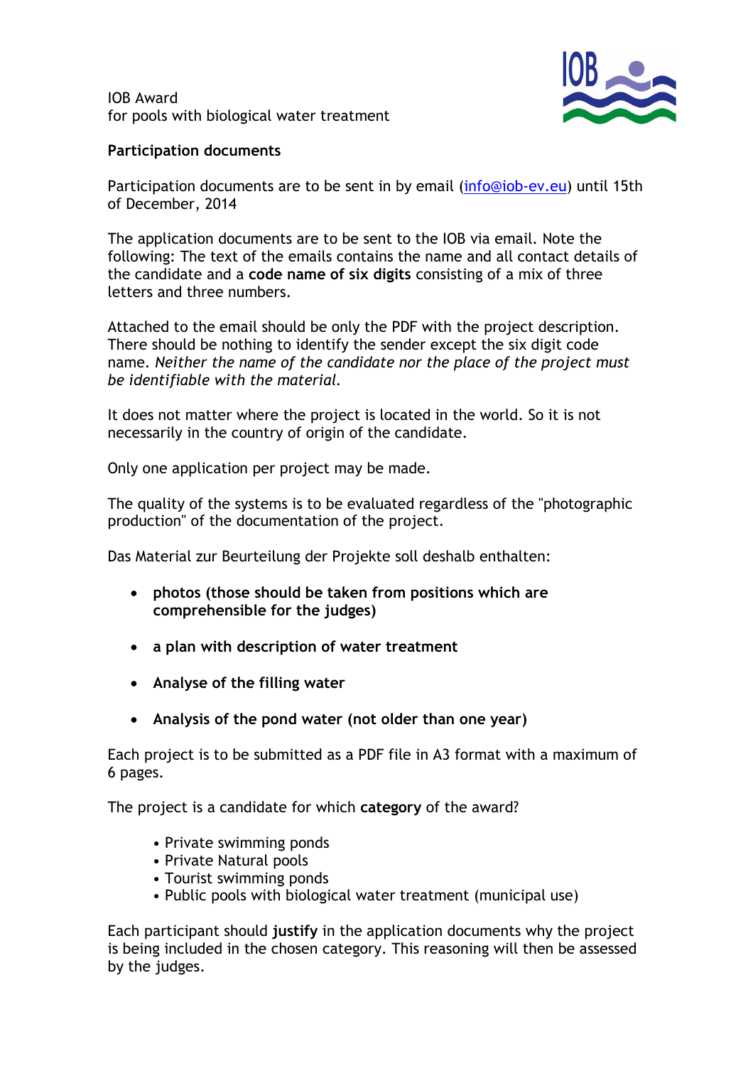IOB Award
for pools with biological water treatment

**Participation documents**

Participation documents are to be sent in by email (info@iob-ev.eu) until 15th of December, 2014

The application documents are to be sent to the IOB via email. Note the following: The text of the emails contains the name and all contact details of the candidate and a **code name of six digits** consisting of a mix of three letters and three numbers.

Attached to the email should be only the PDF with the project description. There should be nothing to identify the sender except the six digit code name. *Neither the name of the candidate nor the place of the project must be identifiable with the material.*

It does not matter where the project is located in the world. So it is not necessarily in the country of origin of the candidate.

Only one application per project may be made.

The quality of the systems is to be evaluated regardless of the "photographic production" of the documentation of the project.

Das Material zur Beurteilung der Projekte soll deshalb enthalten:

- **photos (those should be taken from positions which are comprehensible for the judges)**
- **a plan with description of water treatment**
- **Analyse of the filling water**
- **Analysis of the pond water (not older than one year)**

Each project is to be submitted as a PDF file in A3 format with a maximum of 6 pages.

The project is a candidate for which **category** of the award?

- Private swimming ponds
- Private Natural pools
- Tourist swimming ponds
- Public pools with biological water treatment (municipal use)

Each participant should **justify** in the application documents why the project is being included in the chosen category. This reasoning will then be assessed by the judges.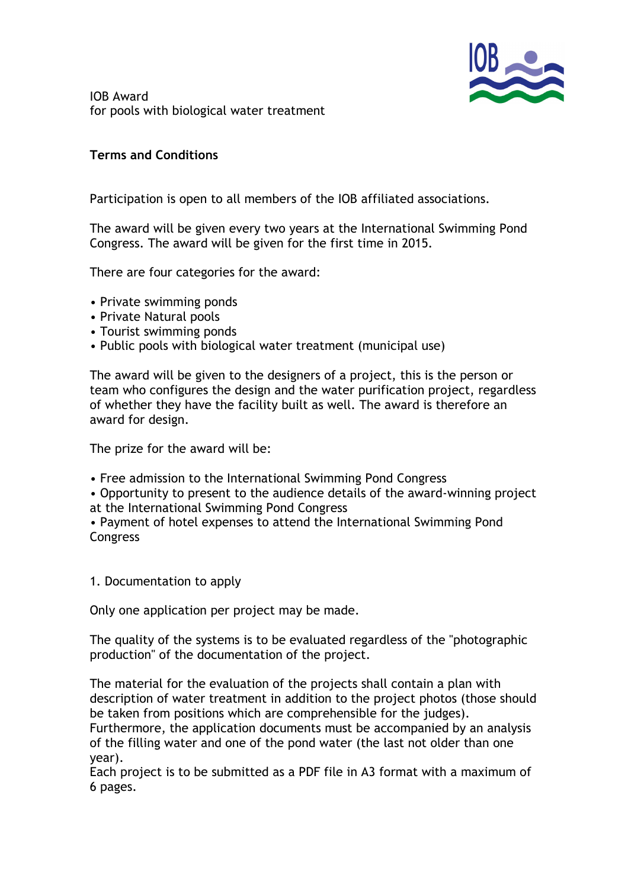IOB Award
for pools with biological water treatment

**Terms and Conditions**

Participation is open to all members of the IOB affiliated associations.

The award will be given every two years at the International Swimming Pond Congress. The award will be given for the first time in 2015.

There are four categories for the award:

- Private swimming ponds
- Private Natural pools
- Tourist swimming ponds
- Public pools with biological water treatment (municipal use)

The award will be given to the designers of a project, this is the person or team who configures the design and the water purification project, regardless of whether they have the facility built as well. The award is therefore an award for design.

The prize for the award will be:

- Free admission to the International Swimming Pond Congress
- Opportunity to present to the audience details of the award-winning project at the International Swimming Pond Congress
- Payment of hotel expenses to attend the International Swimming Pond Congress

1. Documentation to apply

Only one application per project may be made.

The quality of the systems is to be evaluated regardless of the "photographic production" of the documentation of the project.

The material for the evaluation of the projects shall contain a plan with description of water treatment in addition to the project photos (those should be taken from positions which are comprehensible for the judges).
Furthermore, the application documents must be accompanied by an analysis of the filling water and one of the pond water (the last not older than one year).
Each project is to be submitted as a PDF file in A3 format with a maximum of 6 pages.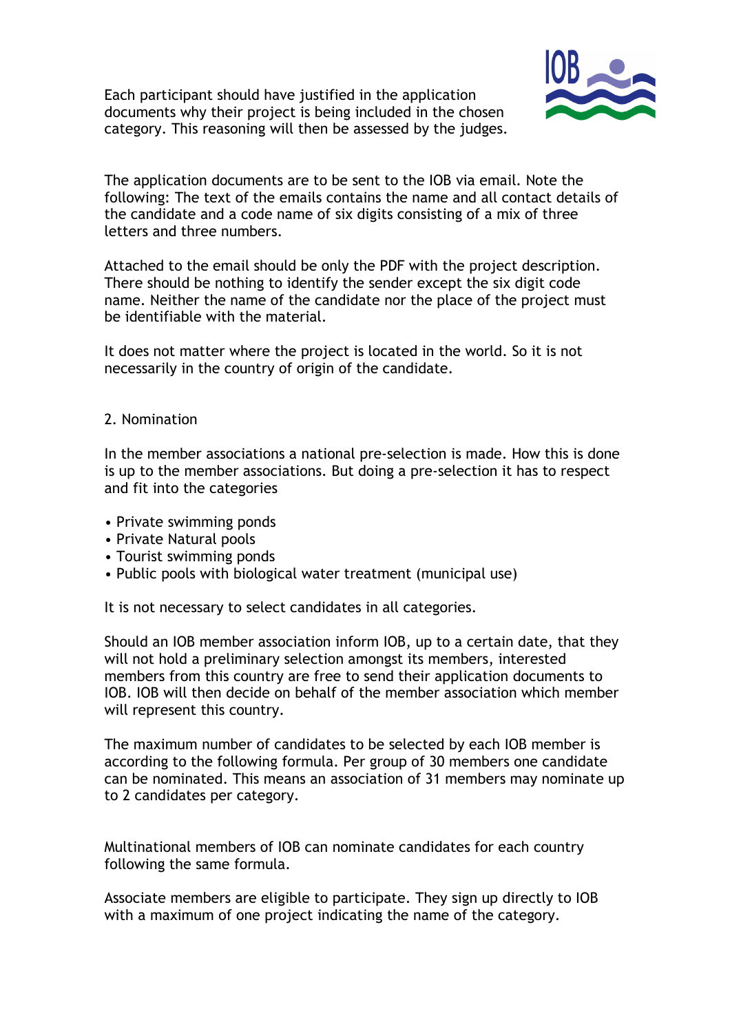Each participant should have justified in the application documents why their project is being included in the chosen category. This reasoning will then be assessed by the judges.

The application documents are to be sent to the IOB via email. Note the following: The text of the emails contains the name and all contact details of the candidate and a code name of six digits consisting of a mix of three letters and three numbers.

Attached to the email should be only the PDF with the project description. There should be nothing to identify the sender except the six digit code name. Neither the name of the candidate nor the place of the project must be identifiable with the material.

It does not matter where the project is located in the world. So it is not necessarily in the country of origin of the candidate.

## 2. Nomination

In the member associations a national pre-selection is made. How this is done is up to the member associations. But doing a pre-selection it has to respect and fit into the categories

- Private swimming ponds
- Private Natural pools
- Tourist swimming ponds
- Public pools with biological water treatment (municipal use)

It is not necessary to select candidates in all categories.

Should an IOB member association inform IOB, up to a certain date, that they will not hold a preliminary selection amongst its members, interested members from this country are free to send their application documents to IOB. IOB will then decide on behalf of the member association which member will represent this country.

The maximum number of candidates to be selected by each IOB member is according to the following formula. Per group of 30 members one candidate can be nominated. This means an association of 31 members may nominate up to 2 candidates per category.

Multinational members of IOB can nominate candidates for each country following the same formula.

Associate members are eligible to participate. They sign up directly to IOB with a maximum of one project indicating the name of the category.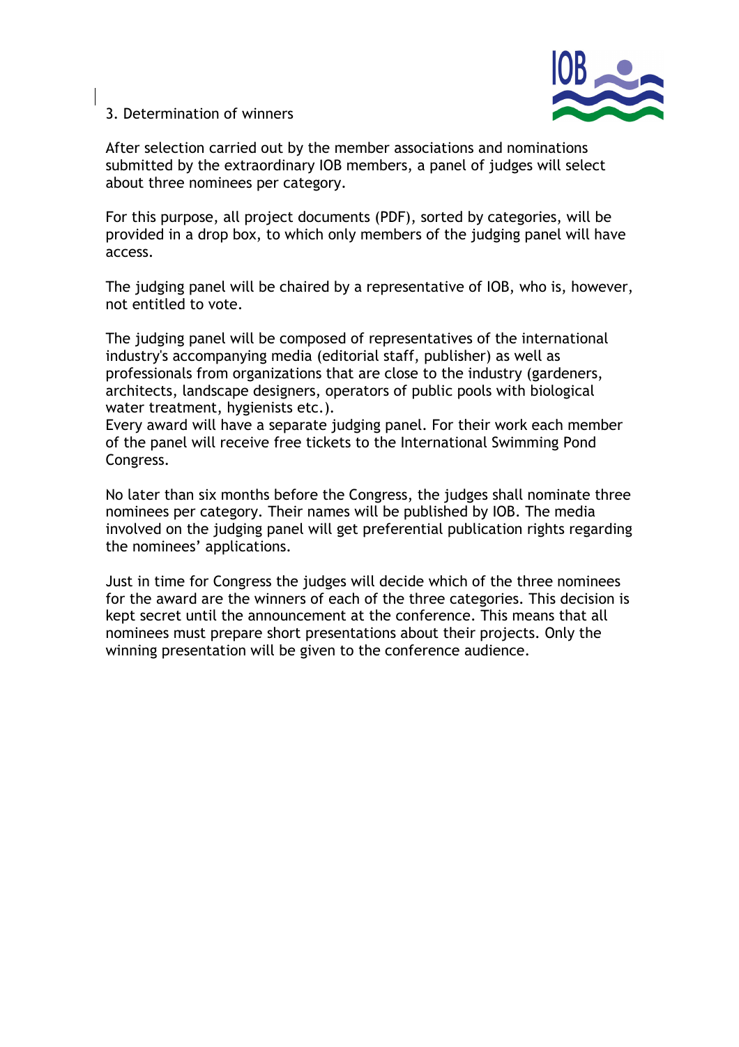## 3. Determination of winners

After selection carried out by the member associations and nominations submitted by the extraordinary IOB members, a panel of judges will select about three nominees per category.

For this purpose, all project documents (PDF), sorted by categories, will be provided in a drop box, to which only members of the judging panel will have access.

The judging panel will be chaired by a representative of IOB, who is, however, not entitled to vote.

The judging panel will be composed of representatives of the international industry's accompanying media (editorial staff, publisher) as well as professionals from organizations that are close to the industry (gardeners, architects, landscape designers, operators of public pools with biological water treatment, hygienists etc.).
Every award will have a separate judging panel. For their work each member of the panel will receive free tickets to the International Swimming Pond Congress.

No later than six months before the Congress, the judges shall nominate three nominees per category. Their names will be published by IOB. The media involved on the judging panel will get preferential publication rights regarding the nominees' applications.

Just in time for Congress the judges will decide which of the three nominees for the award are the winners of each of the three categories. This decision is kept secret until the announcement at the conference. This means that all nominees must prepare short presentations about their projects. Only the winning presentation will be given to the conference audience.